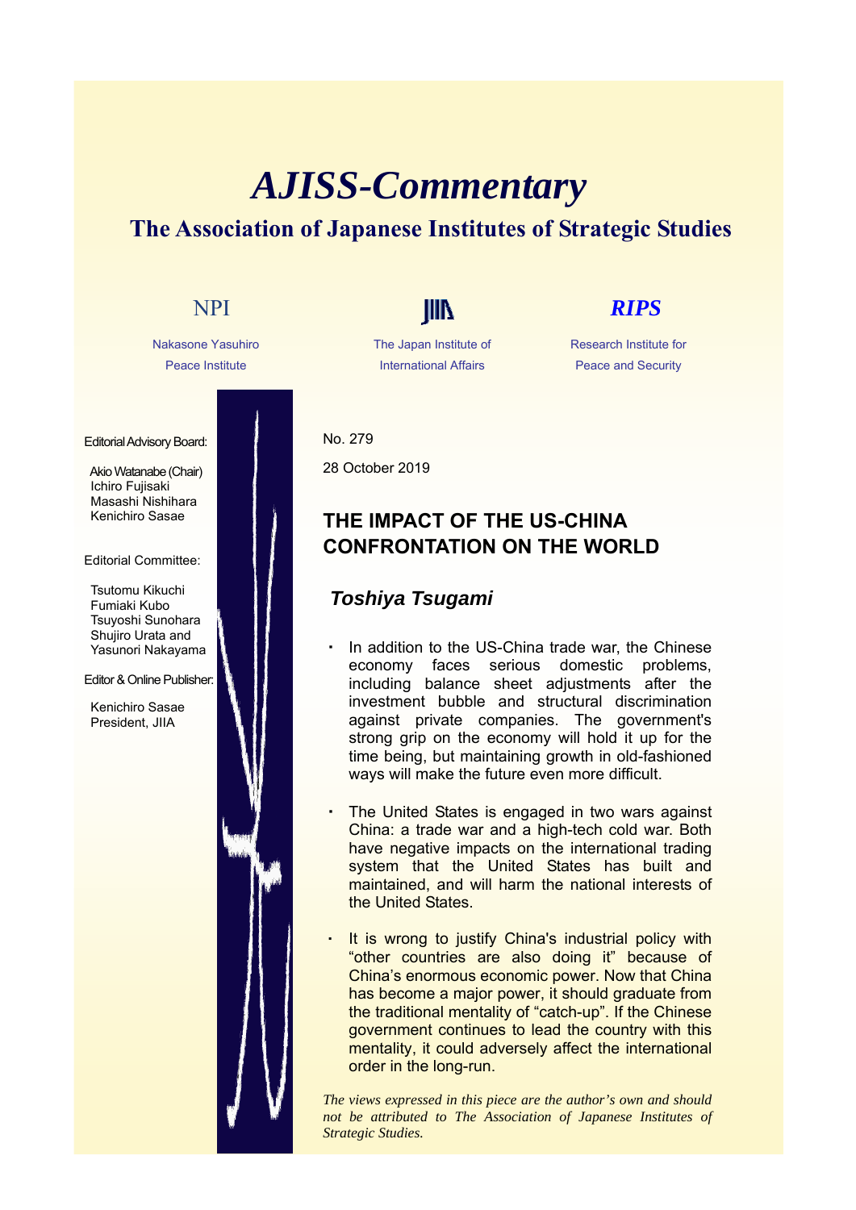# AJISS-Commentary

## The Association of Japanese Institutes of Strategic Studies

NPI
Nakasone Yasuhiro Peace Institute

JIIA
The Japan Institute of International Affairs

RIPS
Research Institute for Peace and Security

Editorial Advisory Board:

Akio Watanabe (Chair)
Ichiro Fujisaki
Masashi Nishihara
Kenichiro Sasae

Editorial Committee:

Tsutomu Kikuchi
Fumiaki Kubo
Tsuyoshi Sunohara
Shujiro Urata and
Yasunori Nakayama

Editor & Online Publisher:

Kenichiro Sasae
President, JIIA

No. 279

28 October 2019

## THE IMPACT OF THE US-CHINA CONFRONTATION ON THE WORLD

### *Toshiya Tsugami*

- In addition to the US-China trade war, the Chinese economy faces serious domestic problems, including balance sheet adjustments after the investment bubble and structural discrimination against private companies. The government's strong grip on the economy will hold it up for the time being, but maintaining growth in old-fashioned ways will make the future even more difficult.

- The United States is engaged in two wars against China: a trade war and a high-tech cold war. Both have negative impacts on the international trading system that the United States has built and maintained, and will harm the national interests of the United States.

- It is wrong to justify China's industrial policy with "other countries are also doing it" because of China's enormous economic power. Now that China has become a major power, it should graduate from the traditional mentality of "catch-up". If the Chinese government continues to lead the country with this mentality, it could adversely affect the international order in the long-run.

*The views expressed in this piece are the author's own and should not be attributed to The Association of Japanese Institutes of Strategic Studies.*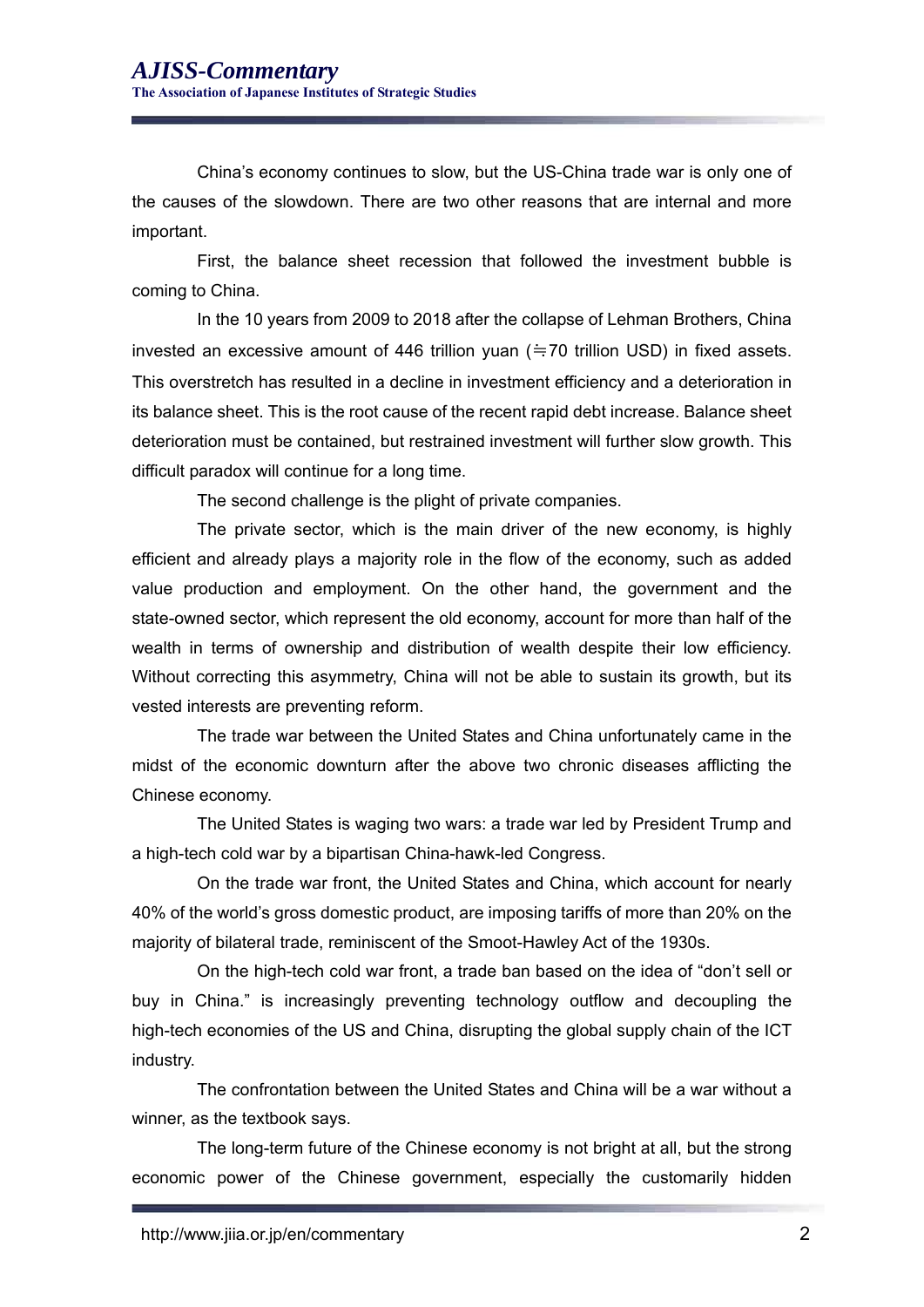China's economy continues to slow, but the US-China trade war is only one of the causes of the slowdown. There are two other reasons that are internal and more important.

First, the balance sheet recession that followed the investment bubble is coming to China.

In the 10 years from 2009 to 2018 after the collapse of Lehman Brothers, China invested an excessive amount of 446 trillion yuan (≒70 trillion USD) in fixed assets. This overstretch has resulted in a decline in investment efficiency and a deterioration in its balance sheet. This is the root cause of the recent rapid debt increase. Balance sheet deterioration must be contained, but restrained investment will further slow growth. This difficult paradox will continue for a long time.

The second challenge is the plight of private companies.

The private sector, which is the main driver of the new economy, is highly efficient and already plays a majority role in the flow of the economy, such as added value production and employment. On the other hand, the government and the state-owned sector, which represent the old economy, account for more than half of the wealth in terms of ownership and distribution of wealth despite their low efficiency. Without correcting this asymmetry, China will not be able to sustain its growth, but its vested interests are preventing reform.

The trade war between the United States and China unfortunately came in the midst of the economic downturn after the above two chronic diseases afflicting the Chinese economy.

The United States is waging two wars: a trade war led by President Trump and a high-tech cold war by a bipartisan China-hawk-led Congress.

On the trade war front, the United States and China, which account for nearly 40% of the world's gross domestic product, are imposing tariffs of more than 20% on the majority of bilateral trade, reminiscent of the Smoot-Hawley Act of the 1930s.

On the high-tech cold war front, a trade ban based on the idea of "don't sell or buy in China." is increasingly preventing technology outflow and decoupling the high-tech economies of the US and China, disrupting the global supply chain of the ICT industry.

The confrontation between the United States and China will be a war without a winner, as the textbook says.

The long-term future of the Chinese economy is not bright at all, but the strong economic power of the Chinese government, especially the customarily hidden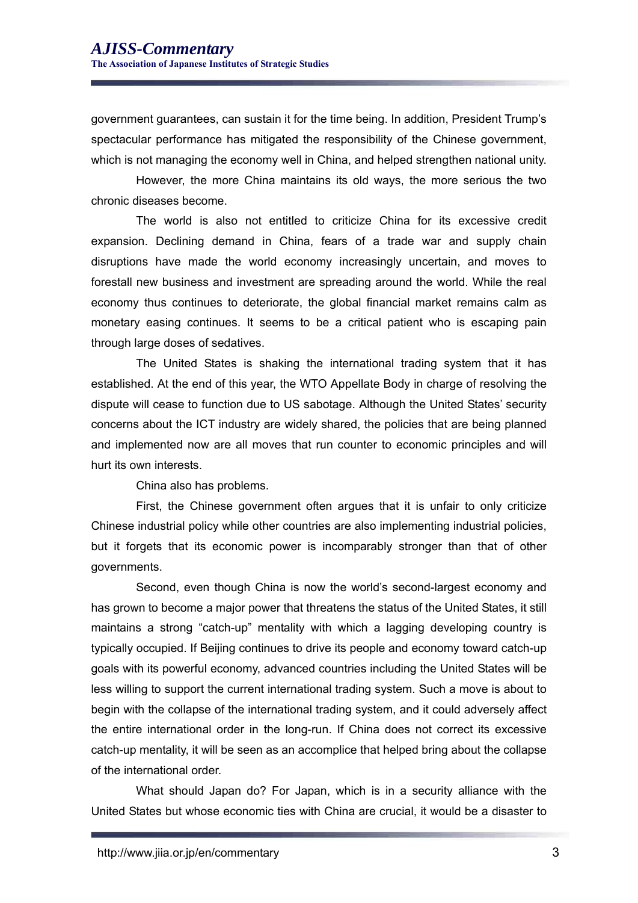government guarantees, can sustain it for the time being. In addition, President Trump's spectacular performance has mitigated the responsibility of the Chinese government, which is not managing the economy well in China, and helped strengthen national unity.

However, the more China maintains its old ways, the more serious the two chronic diseases become.

The world is also not entitled to criticize China for its excessive credit expansion. Declining demand in China, fears of a trade war and supply chain disruptions have made the world economy increasingly uncertain, and moves to forestall new business and investment are spreading around the world. While the real economy thus continues to deteriorate, the global financial market remains calm as monetary easing continues. It seems to be a critical patient who is escaping pain through large doses of sedatives.

The United States is shaking the international trading system that it has established. At the end of this year, the WTO Appellate Body in charge of resolving the dispute will cease to function due to US sabotage. Although the United States' security concerns about the ICT industry are widely shared, the policies that are being planned and implemented now are all moves that run counter to economic principles and will hurt its own interests.

China also has problems.

First, the Chinese government often argues that it is unfair to only criticize Chinese industrial policy while other countries are also implementing industrial policies, but it forgets that its economic power is incomparably stronger than that of other governments.

Second, even though China is now the world's second-largest economy and has grown to become a major power that threatens the status of the United States, it still maintains a strong "catch-up" mentality with which a lagging developing country is typically occupied. If Beijing continues to drive its people and economy toward catch-up goals with its powerful economy, advanced countries including the United States will be less willing to support the current international trading system. Such a move is about to begin with the collapse of the international trading system, and it could adversely affect the entire international order in the long-run. If China does not correct its excessive catch-up mentality, it will be seen as an accomplice that helped bring about the collapse of the international order.

What should Japan do? For Japan, which is in a security alliance with the United States but whose economic ties with China are crucial, it would be a disaster to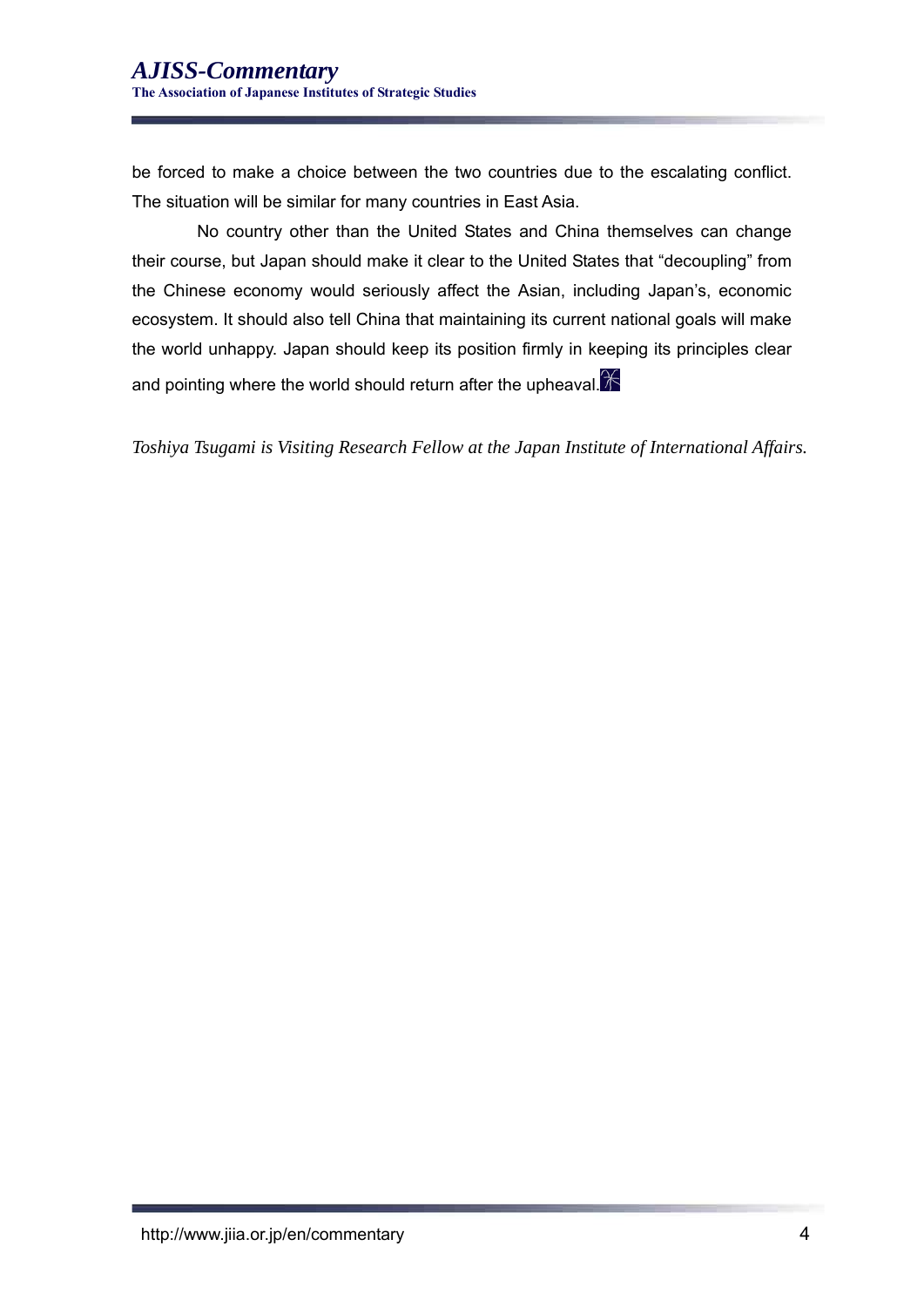be forced to make a choice between the two countries due to the escalating conflict. The situation will be similar for many countries in East Asia.

No country other than the United States and China themselves can change their course, but Japan should make it clear to the United States that "decoupling" from the Chinese economy would seriously affect the Asian, including Japan's, economic ecosystem. It should also tell China that maintaining its current national goals will make the world unhappy. Japan should keep its position firmly in keeping its principles clear and pointing where the world should return after the upheaval.

*Toshiya Tsugami is Visiting Research Fellow at the Japan Institute of International Affairs.*